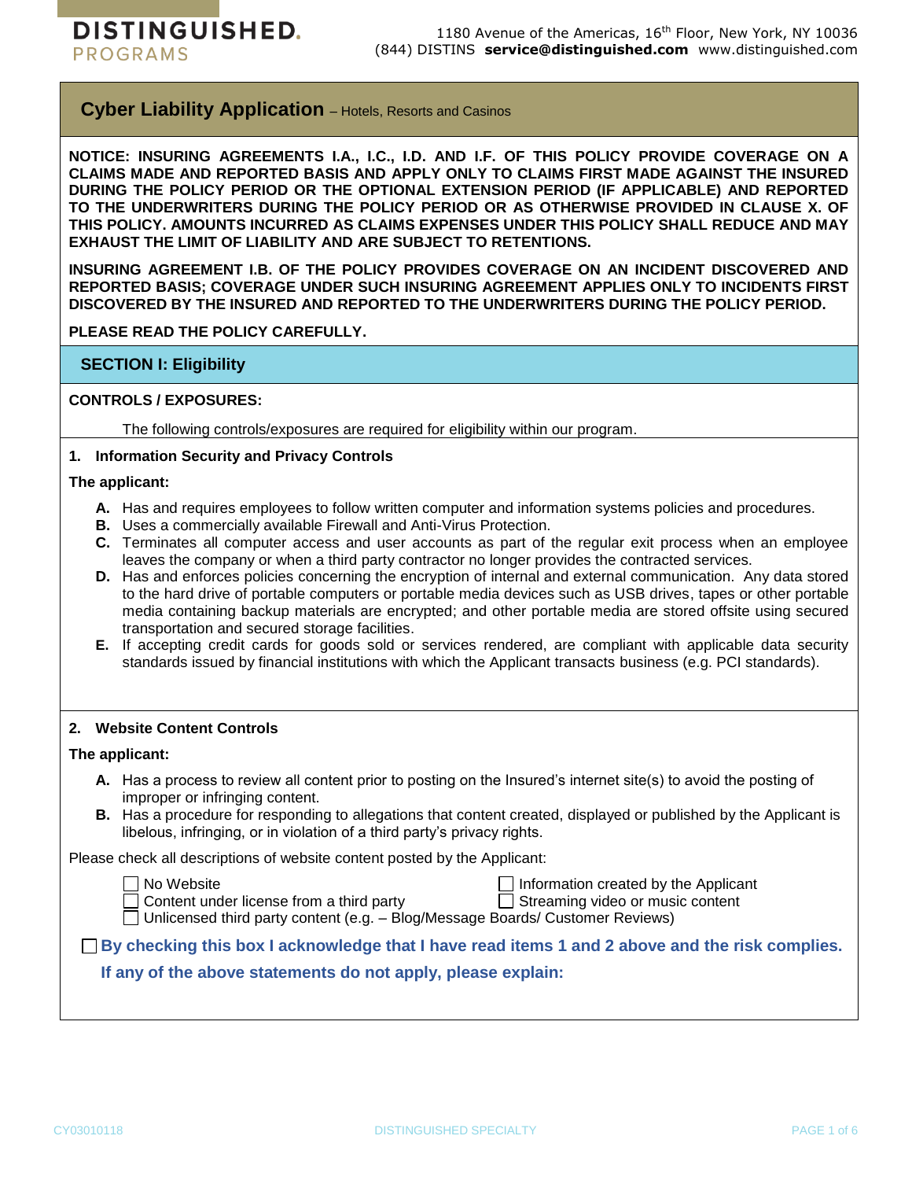**DISTINGUISHED.**
**PROGRAMS**

1180 Avenue of the Americas, 16th Floor, New York, NY 10036
(844) DISTINS **service@distinguished.com** www.distinguished.com

# Cyber Liability Application – Hotels, Resorts and Casinos

**NOTICE: INSURING AGREEMENTS I.A., I.C., I.D. AND I.F. OF THIS POLICY PROVIDE COVERAGE ON A CLAIMS MADE AND REPORTED BASIS AND APPLY ONLY TO CLAIMS FIRST MADE AGAINST THE INSURED DURING THE POLICY PERIOD OR THE OPTIONAL EXTENSION PERIOD (IF APPLICABLE) AND REPORTED TO THE UNDERWRITERS DURING THE POLICY PERIOD OR AS OTHERWISE PROVIDED IN CLAUSE X. OF THIS POLICY. AMOUNTS INCURRED AS CLAIMS EXPENSES UNDER THIS POLICY SHALL REDUCE AND MAY EXHAUST THE LIMIT OF LIABILITY AND ARE SUBJECT TO RETENTIONS.**

**INSURING AGREEMENT I.B. OF THE POLICY PROVIDES COVERAGE ON AN INCIDENT DISCOVERED AND REPORTED BASIS; COVERAGE UNDER SUCH INSURING AGREEMENT APPLIES ONLY TO INCIDENTS FIRST DISCOVERED BY THE INSURED AND REPORTED TO THE UNDERWRITERS DURING THE POLICY PERIOD.**

**PLEASE READ THE POLICY CAREFULLY.**

## SECTION I: Eligibility

**CONTROLS / EXPOSURES:**

The following controls/exposures are required for eligibility within our program.

### 1. Information Security and Privacy Controls

**The applicant:**

- **A.** Has and requires employees to follow written computer and information systems policies and procedures.
- **B.** Uses a commercially available Firewall and Anti-Virus Protection.
- **C.** Terminates all computer access and user accounts as part of the regular exit process when an employee leaves the company or when a third party contractor no longer provides the contracted services.
- **D.** Has and enforces policies concerning the encryption of internal and external communication. Any data stored to the hard drive of portable computers or portable media devices such as USB drives, tapes or other portable media containing backup materials are encrypted; and other portable media are stored offsite using secured transportation and secured storage facilities.
- **E.** If accepting credit cards for goods sold or services rendered, are compliant with applicable data security standards issued by financial institutions with which the Applicant transacts business (e.g. PCI standards).

### 2. Website Content Controls

**The applicant:**

- **A.** Has a process to review all content prior to posting on the Insured's internet site(s) to avoid the posting of improper or infringing content.
- **B.** Has a procedure for responding to allegations that content created, displayed or published by the Applicant is libelous, infringing, or in violation of a third party's privacy rights.

Please check all descriptions of website content posted by the Applicant:

- ☐ No Website
- ☐ Information created by the Applicant
- ☐ Content under license from a third party
- ☐ Streaming video or music content
- ☐ Unlicensed third party content (e.g. – Blog/Message Boards/ Customer Reviews)

☐ **By checking this box I acknowledge that I have read items 1 and 2 above and the risk complies.**

**If any of the above statements do not apply, please explain:**

CY03010118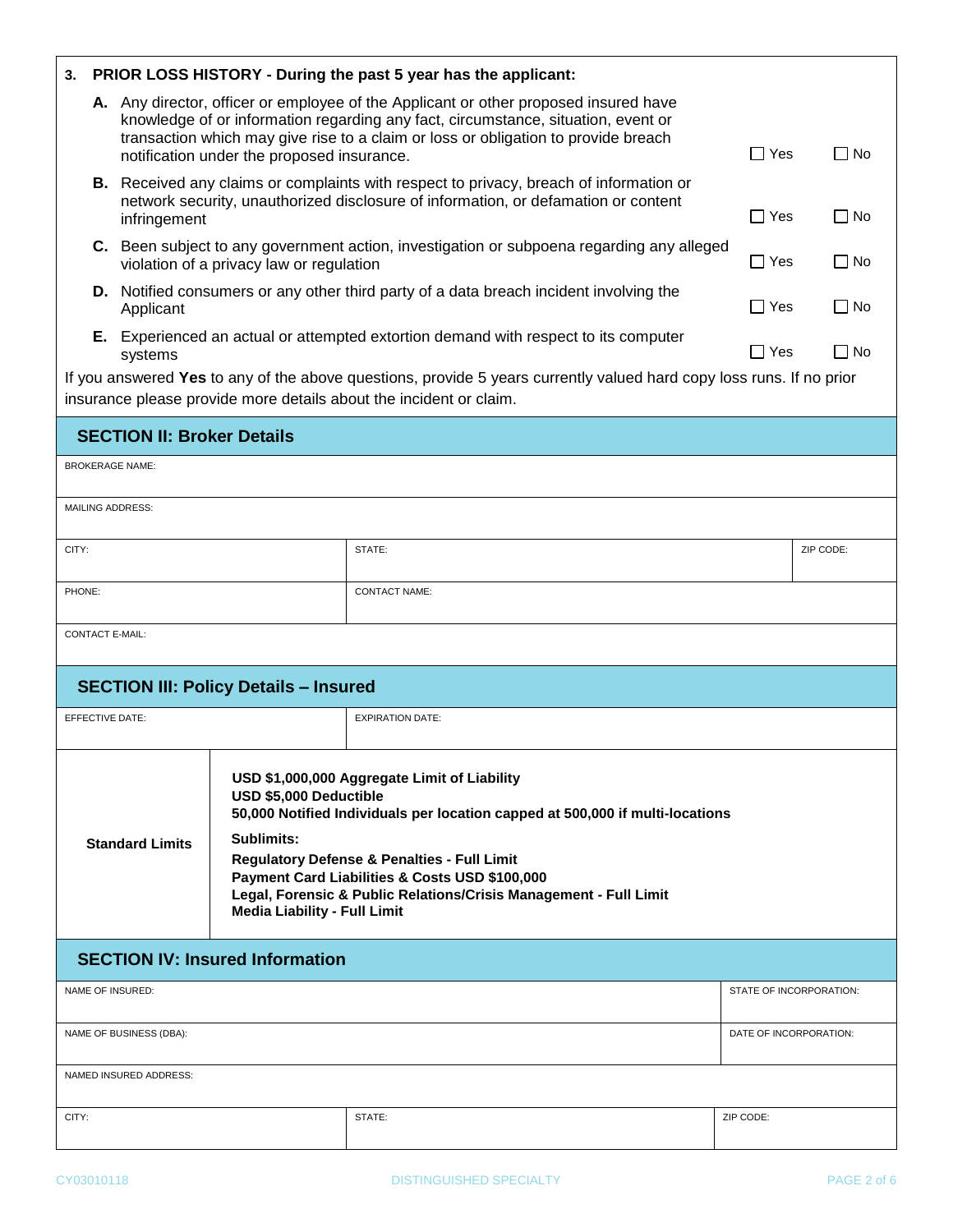**3. PRIOR LOSS HISTORY - During the past 5 year has the applicant:**

| | | | |
|---|---|---|---|
| **A.** | Any director, officer or employee of the Applicant or other proposed insured have knowledge of or information regarding any fact, circumstance, situation, event or transaction which may give rise to a claim or loss or obligation to provide breach notification under the proposed insurance. | ☐ Yes | ☐ No |
| **B.** | Received any claims or complaints with respect to privacy, breach of information or network security, unauthorized disclosure of information, or defamation or content infringement | ☐ Yes | ☐ No |
| **C.** | Been subject to any government action, investigation or subpoena regarding any alleged violation of a privacy law or regulation | ☐ Yes | ☐ No |
| **D.** | Notified consumers or any other third party of a data breach incident involving the Applicant | ☐ Yes | ☐ No |
| **E.** | Experienced an actual or attempted extortion demand with respect to its computer systems | ☐ Yes | ☐ No |

If you answered **Yes** to any of the above questions, provide 5 years currently valued hard copy loss runs. If no prior insurance please provide more details about the incident or claim.

## SECTION II: Broker Details

| | | |
|---|---|---|
| BROKERAGE NAME: | | |
| MAILING ADDRESS: | | |
| CITY: | STATE: | ZIP CODE: |
| PHONE: | CONTACT NAME: | |
| CONTACT E-MAIL: | | |

## SECTION III: Policy Details – Insured

| | |
|---|---|
| EFFECTIVE DATE: | EXPIRATION DATE: |

| | |
|---|---|
| **Standard Limits** | **USD $1,000,000 Aggregate Limit of Liability**<br>**USD $5,000 Deductible**<br>**50,000 Notified Individuals per location capped at 500,000 if multi-locations**<br>**Sublimits:**<br>**Regulatory Defense & Penalties - Full Limit**<br>**Payment Card Liabilities & Costs USD $100,000**<br>**Legal, Forensic & Public Relations/Crisis Management - Full Limit**<br>**Media Liability - Full Limit** |

## SECTION IV: Insured Information

| | | |
|---|---|---|
| NAME OF INSURED: | | STATE OF INCORPORATION: |
| NAME OF BUSINESS (DBA): | | DATE OF INCORPORATION: |
| NAMED INSURED ADDRESS: | | |
| CITY: | STATE: | ZIP CODE: |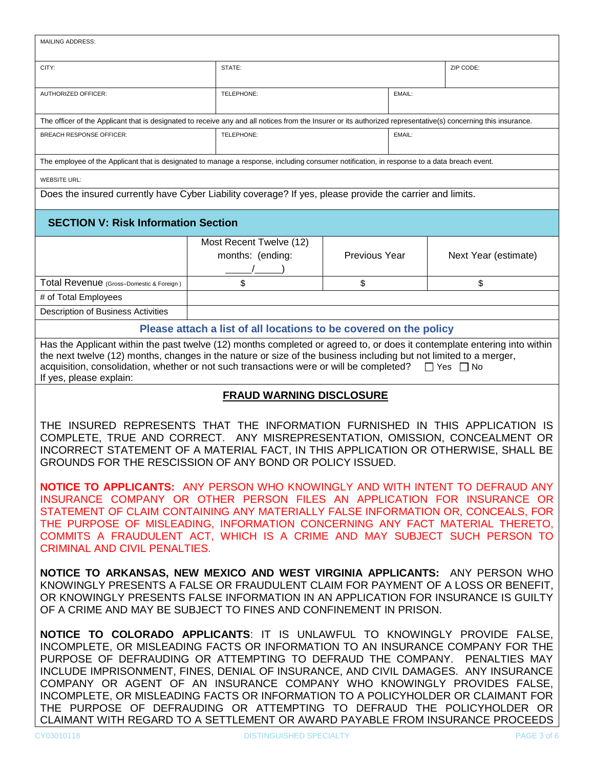| MAILING ADDRESS: | | | |
|---|---|---|---|
| CITY: | STATE: | | ZIP CODE: |
| AUTHORIZED OFFICER: | TELEPHONE: | EMAIL: | |

The officer of the Applicant that is designated to receive any and all notices from the Insurer or its authorized representative(s) concerning this insurance.

| BREACH RESPONSE OFFICER: | TELEPHONE: | EMAIL: |
|---|---|---|

The employee of the Applicant that is designated to manage a response, including consumer notification, in response to a data breach event.

WEBSITE URL:

Does the insured currently have Cyber Liability coverage? If yes, please provide the carrier and limits.

## SECTION V: Risk Information Section

| | Most Recent Twelve (12) months: (ending: _____/_____) | Previous Year | Next Year (estimate) |
|---|---|---|---|
| Total Revenue (Gross–Domestic & Foreign ) | $ | $ | $ |
| # of Total Employees | | | |
| Description of Business Activities | | | |

**Please attach a list of all locations to be covered on the policy**

Has the Applicant within the past twelve (12) months completed or agreed to, or does it contemplate entering into within the next twelve (12) months, changes in the nature or size of the business including but not limited to a merger, acquisition, consolidation, whether or not such transactions were or will be completed? ☐ Yes ☐ No
If yes, please explain:

## FRAUD WARNING DISCLOSURE

THE INSURED REPRESENTS THAT THE INFORMATION FURNISHED IN THIS APPLICATION IS COMPLETE, TRUE AND CORRECT. ANY MISREPRESENTATION, OMISSION, CONCEALMENT OR INCORRECT STATEMENT OF A MATERIAL FACT, IN THIS APPLICATION OR OTHERWISE, SHALL BE GROUNDS FOR THE RESCISSION OF ANY BOND OR POLICY ISSUED.

**NOTICE TO APPLICANTS:** ANY PERSON WHO KNOWINGLY AND WITH INTENT TO DEFRAUD ANY INSURANCE COMPANY OR OTHER PERSON FILES AN APPLICATION FOR INSURANCE OR STATEMENT OF CLAIM CONTAINING ANY MATERIALLY FALSE INFORMATION OR, CONCEALS, FOR THE PURPOSE OF MISLEADING, INFORMATION CONCERNING ANY FACT MATERIAL THERETO, COMMITS A FRAUDULENT ACT, WHICH IS A CRIME AND MAY SUBJECT SUCH PERSON TO CRIMINAL AND CIVIL PENALTIES.

**NOTICE TO ARKANSAS, NEW MEXICO AND WEST VIRGINIA APPLICANTS:** ANY PERSON WHO KNOWINGLY PRESENTS A FALSE OR FRAUDULENT CLAIM FOR PAYMENT OF A LOSS OR BENEFIT, OR KNOWINGLY PRESENTS FALSE INFORMATION IN AN APPLICATION FOR INSURANCE IS GUILTY OF A CRIME AND MAY BE SUBJECT TO FINES AND CONFINEMENT IN PRISON.

**NOTICE TO COLORADO APPLICANTS**: IT IS UNLAWFUL TO KNOWINGLY PROVIDE FALSE, INCOMPLETE, OR MISLEADING FACTS OR INFORMATION TO AN INSURANCE COMPANY FOR THE PURPOSE OF DEFRAUDING OR ATTEMPTING TO DEFRAUD THE COMPANY. PENALTIES MAY INCLUDE IMPRISONMENT, FINES, DENIAL OF INSURANCE, AND CIVIL DAMAGES. ANY INSURANCE COMPANY OR AGENT OF AN INSURANCE COMPANY WHO KNOWINGLY PROVIDES FALSE, INCOMPLETE, OR MISLEADING FACTS OR INFORMATION TO A POLICYHOLDER OR CLAIMANT FOR THE PURPOSE OF DEFRAUDING OR ATTEMPTING TO DEFRAUD THE POLICYHOLDER OR CLAIMANT WITH REGARD TO A SETTLEMENT OR AWARD PAYABLE FROM INSURANCE PROCEEDS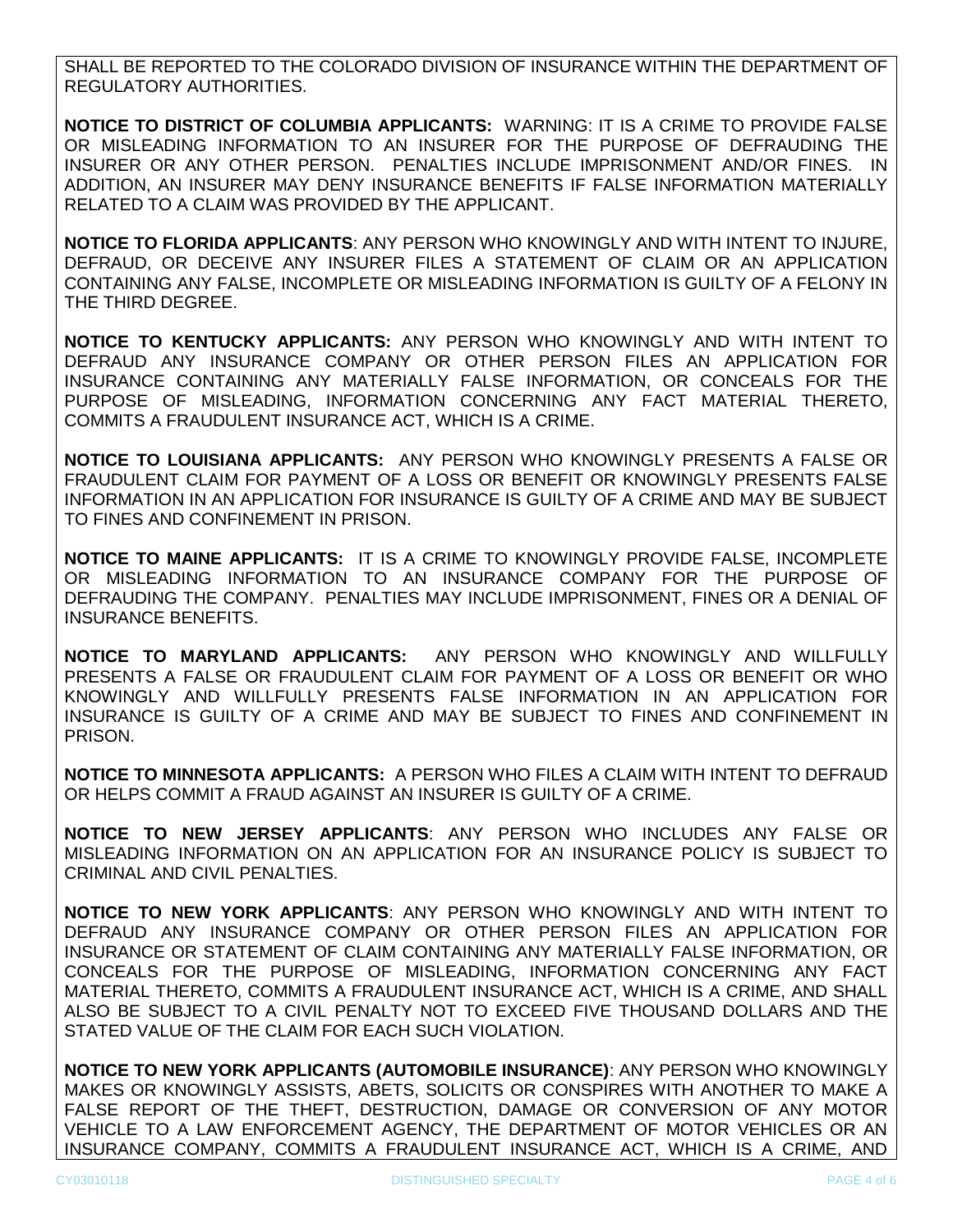SHALL BE REPORTED TO THE COLORADO DIVISION OF INSURANCE WITHIN THE DEPARTMENT OF REGULATORY AUTHORITIES.

**NOTICE TO DISTRICT OF COLUMBIA APPLICANTS:** WARNING: IT IS A CRIME TO PROVIDE FALSE OR MISLEADING INFORMATION TO AN INSURER FOR THE PURPOSE OF DEFRAUDING THE INSURER OR ANY OTHER PERSON. PENALTIES INCLUDE IMPRISONMENT AND/OR FINES. IN ADDITION, AN INSURER MAY DENY INSURANCE BENEFITS IF FALSE INFORMATION MATERIALLY RELATED TO A CLAIM WAS PROVIDED BY THE APPLICANT.

**NOTICE TO FLORIDA APPLICANTS**: ANY PERSON WHO KNOWINGLY AND WITH INTENT TO INJURE, DEFRAUD, OR DECEIVE ANY INSURER FILES A STATEMENT OF CLAIM OR AN APPLICATION CONTAINING ANY FALSE, INCOMPLETE OR MISLEADING INFORMATION IS GUILTY OF A FELONY IN THE THIRD DEGREE.

**NOTICE TO KENTUCKY APPLICANTS:** ANY PERSON WHO KNOWINGLY AND WITH INTENT TO DEFRAUD ANY INSURANCE COMPANY OR OTHER PERSON FILES AN APPLICATION FOR INSURANCE CONTAINING ANY MATERIALLY FALSE INFORMATION, OR CONCEALS FOR THE PURPOSE OF MISLEADING, INFORMATION CONCERNING ANY FACT MATERIAL THERETO, COMMITS A FRAUDULENT INSURANCE ACT, WHICH IS A CRIME.

**NOTICE TO LOUISIANA APPLICANTS:** ANY PERSON WHO KNOWINGLY PRESENTS A FALSE OR FRAUDULENT CLAIM FOR PAYMENT OF A LOSS OR BENEFIT OR KNOWINGLY PRESENTS FALSE INFORMATION IN AN APPLICATION FOR INSURANCE IS GUILTY OF A CRIME AND MAY BE SUBJECT TO FINES AND CONFINEMENT IN PRISON.

**NOTICE TO MAINE APPLICANTS:** IT IS A CRIME TO KNOWINGLY PROVIDE FALSE, INCOMPLETE OR MISLEADING INFORMATION TO AN INSURANCE COMPANY FOR THE PURPOSE OF DEFRAUDING THE COMPANY. PENALTIES MAY INCLUDE IMPRISONMENT, FINES OR A DENIAL OF INSURANCE BENEFITS.

**NOTICE TO MARYLAND APPLICANTS:** ANY PERSON WHO KNOWINGLY AND WILLFULLY PRESENTS A FALSE OR FRAUDULENT CLAIM FOR PAYMENT OF A LOSS OR BENEFIT OR WHO KNOWINGLY AND WILLFULLY PRESENTS FALSE INFORMATION IN AN APPLICATION FOR INSURANCE IS GUILTY OF A CRIME AND MAY BE SUBJECT TO FINES AND CONFINEMENT IN PRISON.

**NOTICE TO MINNESOTA APPLICANTS:** A PERSON WHO FILES A CLAIM WITH INTENT TO DEFRAUD OR HELPS COMMIT A FRAUD AGAINST AN INSURER IS GUILTY OF A CRIME.

**NOTICE TO NEW JERSEY APPLICANTS**: ANY PERSON WHO INCLUDES ANY FALSE OR MISLEADING INFORMATION ON AN APPLICATION FOR AN INSURANCE POLICY IS SUBJECT TO CRIMINAL AND CIVIL PENALTIES.

**NOTICE TO NEW YORK APPLICANTS**: ANY PERSON WHO KNOWINGLY AND WITH INTENT TO DEFRAUD ANY INSURANCE COMPANY OR OTHER PERSON FILES AN APPLICATION FOR INSURANCE OR STATEMENT OF CLAIM CONTAINING ANY MATERIALLY FALSE INFORMATION, OR CONCEALS FOR THE PURPOSE OF MISLEADING, INFORMATION CONCERNING ANY FACT MATERIAL THERETO, COMMITS A FRAUDULENT INSURANCE ACT, WHICH IS A CRIME, AND SHALL ALSO BE SUBJECT TO A CIVIL PENALTY NOT TO EXCEED FIVE THOUSAND DOLLARS AND THE STATED VALUE OF THE CLAIM FOR EACH SUCH VIOLATION.

**NOTICE TO NEW YORK APPLICANTS (AUTOMOBILE INSURANCE)**: ANY PERSON WHO KNOWINGLY MAKES OR KNOWINGLY ASSISTS, ABETS, SOLICITS OR CONSPIRES WITH ANOTHER TO MAKE A FALSE REPORT OF THE THEFT, DESTRUCTION, DAMAGE OR CONVERSION OF ANY MOTOR VEHICLE TO A LAW ENFORCEMENT AGENCY, THE DEPARTMENT OF MOTOR VEHICLES OR AN INSURANCE COMPANY, COMMITS A FRAUDULENT INSURANCE ACT, WHICH IS A CRIME, AND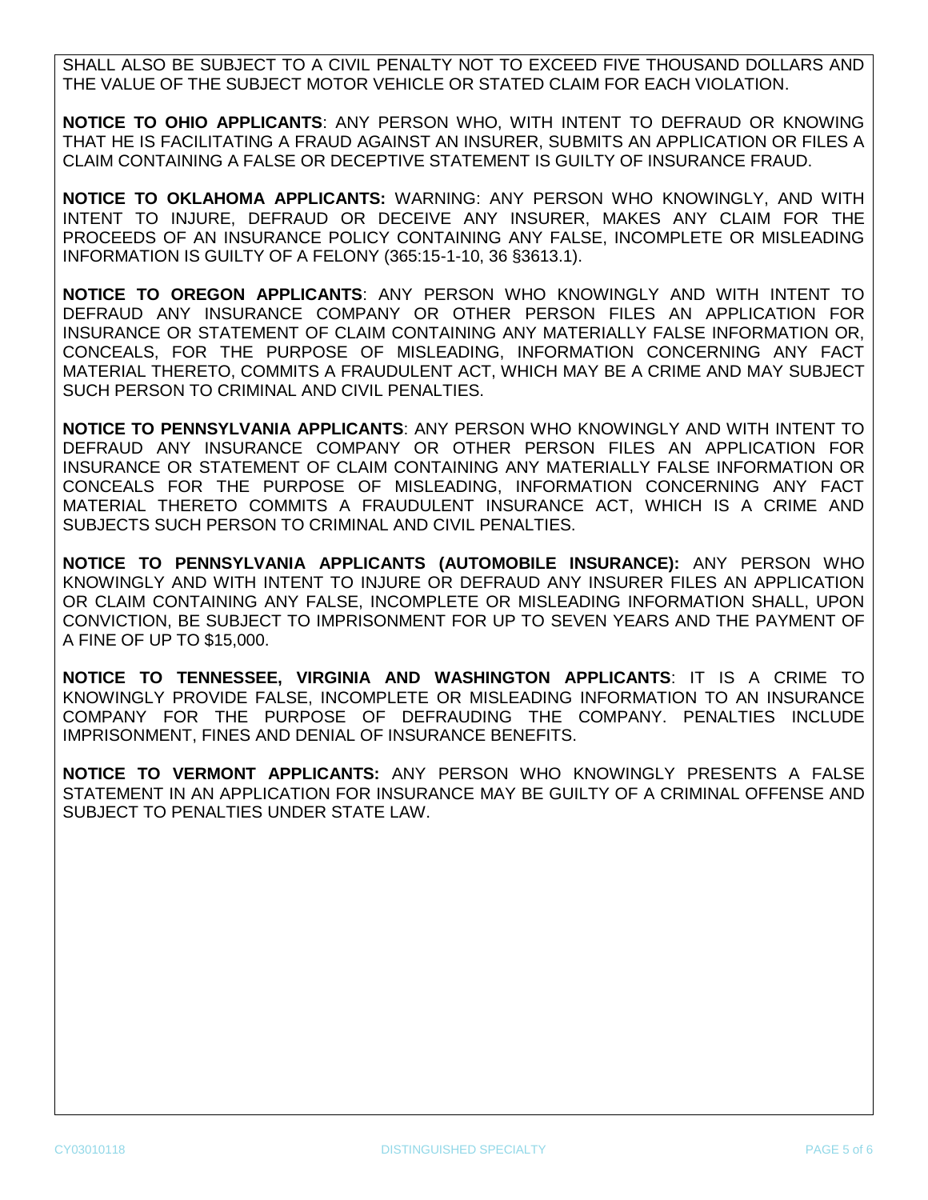SHALL ALSO BE SUBJECT TO A CIVIL PENALTY NOT TO EXCEED FIVE THOUSAND DOLLARS AND THE VALUE OF THE SUBJECT MOTOR VEHICLE OR STATED CLAIM FOR EACH VIOLATION.

**NOTICE TO OHIO APPLICANTS**: ANY PERSON WHO, WITH INTENT TO DEFRAUD OR KNOWING THAT HE IS FACILITATING A FRAUD AGAINST AN INSURER, SUBMITS AN APPLICATION OR FILES A CLAIM CONTAINING A FALSE OR DECEPTIVE STATEMENT IS GUILTY OF INSURANCE FRAUD.

**NOTICE TO OKLAHOMA APPLICANTS:** WARNING: ANY PERSON WHO KNOWINGLY, AND WITH INTENT TO INJURE, DEFRAUD OR DECEIVE ANY INSURER, MAKES ANY CLAIM FOR THE PROCEEDS OF AN INSURANCE POLICY CONTAINING ANY FALSE, INCOMPLETE OR MISLEADING INFORMATION IS GUILTY OF A FELONY (365:15-1-10, 36 §3613.1).

**NOTICE TO OREGON APPLICANTS**: ANY PERSON WHO KNOWINGLY AND WITH INTENT TO DEFRAUD ANY INSURANCE COMPANY OR OTHER PERSON FILES AN APPLICATION FOR INSURANCE OR STATEMENT OF CLAIM CONTAINING ANY MATERIALLY FALSE INFORMATION OR, CONCEALS, FOR THE PURPOSE OF MISLEADING, INFORMATION CONCERNING ANY FACT MATERIAL THERETO, COMMITS A FRAUDULENT ACT, WHICH MAY BE A CRIME AND MAY SUBJECT SUCH PERSON TO CRIMINAL AND CIVIL PENALTIES.

**NOTICE TO PENNSYLVANIA APPLICANTS**: ANY PERSON WHO KNOWINGLY AND WITH INTENT TO DEFRAUD ANY INSURANCE COMPANY OR OTHER PERSON FILES AN APPLICATION FOR INSURANCE OR STATEMENT OF CLAIM CONTAINING ANY MATERIALLY FALSE INFORMATION OR CONCEALS FOR THE PURPOSE OF MISLEADING, INFORMATION CONCERNING ANY FACT MATERIAL THERETO COMMITS A FRAUDULENT INSURANCE ACT, WHICH IS A CRIME AND SUBJECTS SUCH PERSON TO CRIMINAL AND CIVIL PENALTIES.

**NOTICE TO PENNSYLVANIA APPLICANTS (AUTOMOBILE INSURANCE):** ANY PERSON WHO KNOWINGLY AND WITH INTENT TO INJURE OR DEFRAUD ANY INSURER FILES AN APPLICATION OR CLAIM CONTAINING ANY FALSE, INCOMPLETE OR MISLEADING INFORMATION SHALL, UPON CONVICTION, BE SUBJECT TO IMPRISONMENT FOR UP TO SEVEN YEARS AND THE PAYMENT OF A FINE OF UP TO $15,000.

**NOTICE TO TENNESSEE, VIRGINIA AND WASHINGTON APPLICANTS**: IT IS A CRIME TO KNOWINGLY PROVIDE FALSE, INCOMPLETE OR MISLEADING INFORMATION TO AN INSURANCE COMPANY FOR THE PURPOSE OF DEFRAUDING THE COMPANY. PENALTIES INCLUDE IMPRISONMENT, FINES AND DENIAL OF INSURANCE BENEFITS.

**NOTICE TO VERMONT APPLICANTS:** ANY PERSON WHO KNOWINGLY PRESENTS A FALSE STATEMENT IN AN APPLICATION FOR INSURANCE MAY BE GUILTY OF A CRIMINAL OFFENSE AND SUBJECT TO PENALTIES UNDER STATE LAW.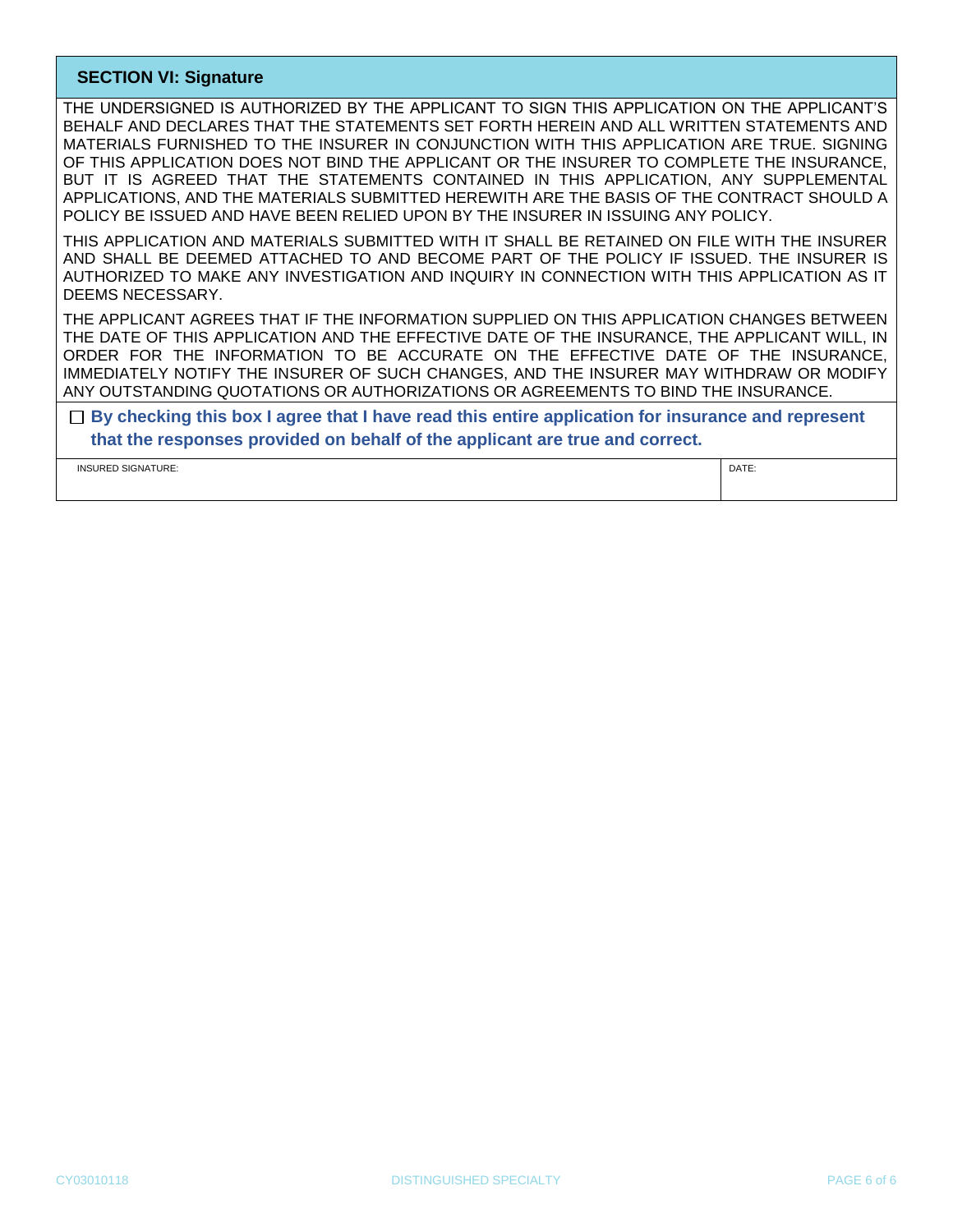## SECTION VI: Signature

THE UNDERSIGNED IS AUTHORIZED BY THE APPLICANT TO SIGN THIS APPLICATION ON THE APPLICANT'S BEHALF AND DECLARES THAT THE STATEMENTS SET FORTH HEREIN AND ALL WRITTEN STATEMENTS AND MATERIALS FURNISHED TO THE INSURER IN CONJUNCTION WITH THIS APPLICATION ARE TRUE. SIGNING OF THIS APPLICATION DOES NOT BIND THE APPLICANT OR THE INSURER TO COMPLETE THE INSURANCE, BUT IT IS AGREED THAT THE STATEMENTS CONTAINED IN THIS APPLICATION, ANY SUPPLEMENTAL APPLICATIONS, AND THE MATERIALS SUBMITTED HEREWITH ARE THE BASIS OF THE CONTRACT SHOULD A POLICY BE ISSUED AND HAVE BEEN RELIED UPON BY THE INSURER IN ISSUING ANY POLICY.

THIS APPLICATION AND MATERIALS SUBMITTED WITH IT SHALL BE RETAINED ON FILE WITH THE INSURER AND SHALL BE DEEMED ATTACHED TO AND BECOME PART OF THE POLICY IF ISSUED. THE INSURER IS AUTHORIZED TO MAKE ANY INVESTIGATION AND INQUIRY IN CONNECTION WITH THIS APPLICATION AS IT DEEMS NECESSARY.

THE APPLICANT AGREES THAT IF THE INFORMATION SUPPLIED ON THIS APPLICATION CHANGES BETWEEN THE DATE OF THIS APPLICATION AND THE EFFECTIVE DATE OF THE INSURANCE, THE APPLICANT WILL, IN ORDER FOR THE INFORMATION TO BE ACCURATE ON THE EFFECTIVE DATE OF THE INSURANCE, IMMEDIATELY NOTIFY THE INSURER OF SUCH CHANGES, AND THE INSURER MAY WITHDRAW OR MODIFY ANY OUTSTANDING QUOTATIONS OR AUTHORIZATIONS OR AGREEMENTS TO BIND THE INSURANCE.

☐ **By checking this box I agree that I have read this entire application for insurance and represent that the responses provided on behalf of the applicant are true and correct.**

| INSURED SIGNATURE: | DATE: |
|---|---|
| | |

CY03010118 DISTINGUISHED SPECIALTY